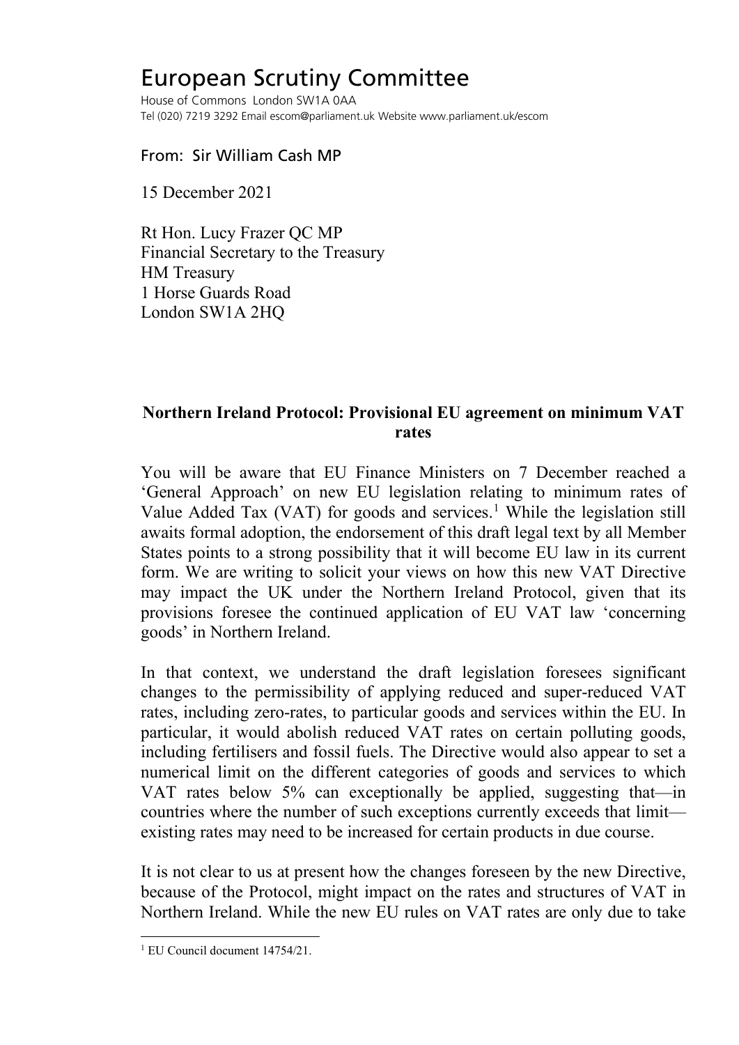# European Scrutiny Committee

House of Commons London SW1A 0AA
Tel (020) 7219 3292 Email escom@parliament.uk Website www.parliament.uk/escom

From: Sir William Cash MP

15 December 2021

Rt Hon. Lucy Frazer QC MP
Financial Secretary to the Treasury
HM Treasury
1 Horse Guards Road
London SW1A 2HQ

**Northern Ireland Protocol: Provisional EU agreement on minimum VAT rates**

You will be aware that EU Finance Ministers on 7 December reached a 'General Approach' on new EU legislation relating to minimum rates of Value Added Tax (VAT) for goods and services.[1] While the legislation still awaits formal adoption, the endorsement of this draft legal text by all Member States points to a strong possibility that it will become EU law in its current form. We are writing to solicit your views on how this new VAT Directive may impact the UK under the Northern Ireland Protocol, given that its provisions foresee the continued application of EU VAT law 'concerning goods' in Northern Ireland.

In that context, we understand the draft legislation foresees significant changes to the permissibility of applying reduced and super-reduced VAT rates, including zero-rates, to particular goods and services within the EU. In particular, it would abolish reduced VAT rates on certain polluting goods, including fertilisers and fossil fuels. The Directive would also appear to set a numerical limit on the different categories of goods and services to which VAT rates below 5% can exceptionally be applied, suggesting that—in countries where the number of such exceptions currently exceeds that limit—existing rates may need to be increased for certain products in due course.

It is not clear to us at present how the changes foreseen by the new Directive, because of the Protocol, might impact on the rates and structures of VAT in Northern Ireland. While the new EU rules on VAT rates are only due to take

[1] EU Council document 14754/21.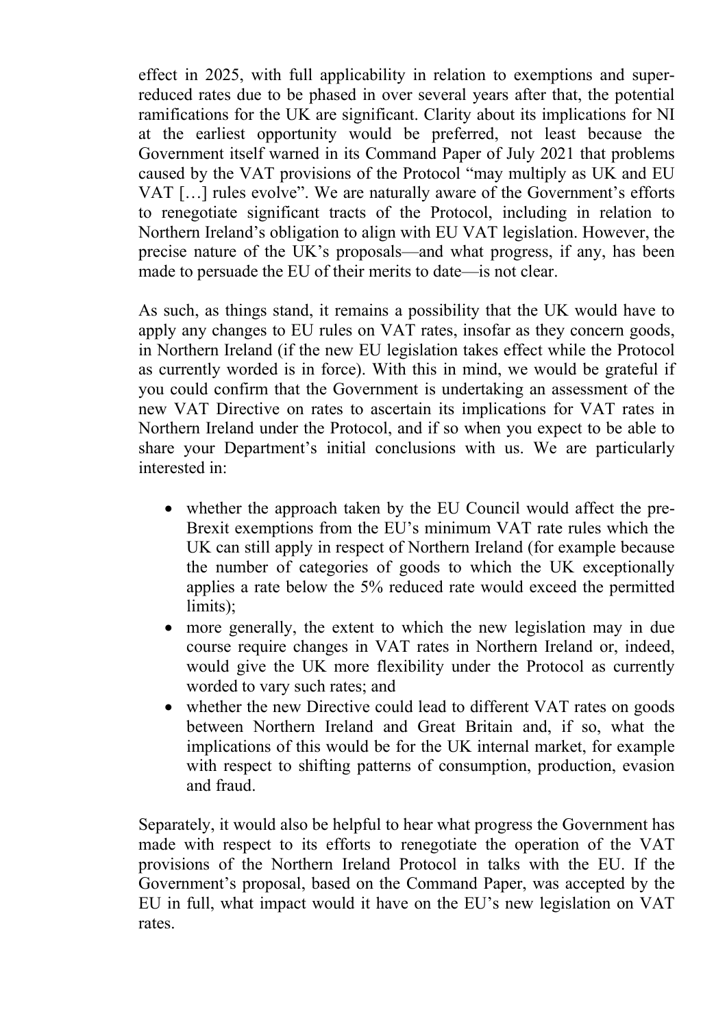effect in 2025, with full applicability in relation to exemptions and super-reduced rates due to be phased in over several years after that, the potential ramifications for the UK are significant. Clarity about its implications for NI at the earliest opportunity would be preferred, not least because the Government itself warned in its Command Paper of July 2021 that problems caused by the VAT provisions of the Protocol "may multiply as UK and EU VAT […] rules evolve". We are naturally aware of the Government's efforts to renegotiate significant tracts of the Protocol, including in relation to Northern Ireland's obligation to align with EU VAT legislation. However, the precise nature of the UK's proposals—and what progress, if any, has been made to persuade the EU of their merits to date—is not clear.

As such, as things stand, it remains a possibility that the UK would have to apply any changes to EU rules on VAT rates, insofar as they concern goods, in Northern Ireland (if the new EU legislation takes effect while the Protocol as currently worded is in force). With this in mind, we would be grateful if you could confirm that the Government is undertaking an assessment of the new VAT Directive on rates to ascertain its implications for VAT rates in Northern Ireland under the Protocol, and if so when you expect to be able to share your Department's initial conclusions with us. We are particularly interested in:

- whether the approach taken by the EU Council would affect the pre-Brexit exemptions from the EU's minimum VAT rate rules which the UK can still apply in respect of Northern Ireland (for example because the number of categories of goods to which the UK exceptionally applies a rate below the 5% reduced rate would exceed the permitted limits);
- more generally, the extent to which the new legislation may in due course require changes in VAT rates in Northern Ireland or, indeed, would give the UK more flexibility under the Protocol as currently worded to vary such rates; and
- whether the new Directive could lead to different VAT rates on goods between Northern Ireland and Great Britain and, if so, what the implications of this would be for the UK internal market, for example with respect to shifting patterns of consumption, production, evasion and fraud.

Separately, it would also be helpful to hear what progress the Government has made with respect to its efforts to renegotiate the operation of the VAT provisions of the Northern Ireland Protocol in talks with the EU. If the Government's proposal, based on the Command Paper, was accepted by the EU in full, what impact would it have on the EU's new legislation on VAT rates.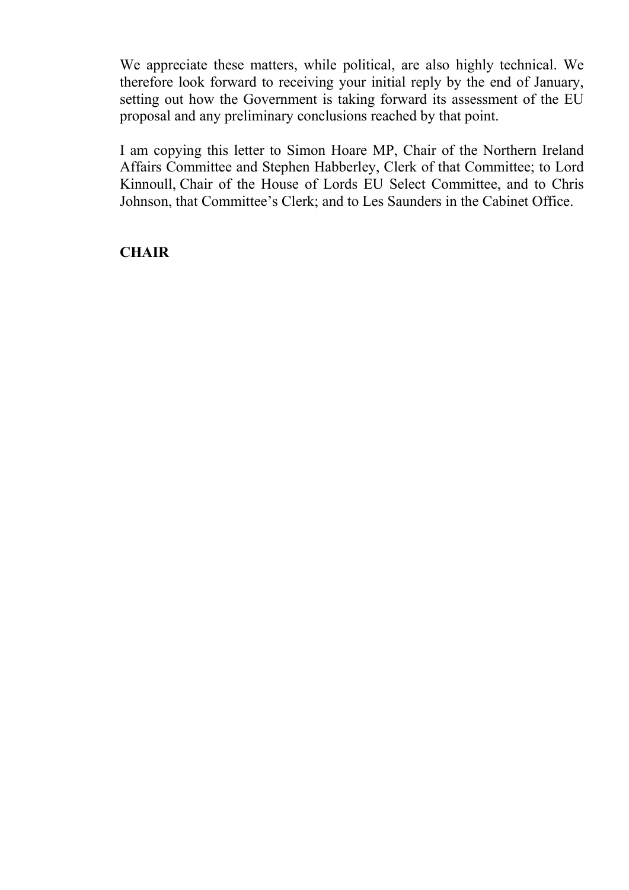We appreciate these matters, while political, are also highly technical. We therefore look forward to receiving your initial reply by the end of January, setting out how the Government is taking forward its assessment of the EU proposal and any preliminary conclusions reached by that point.

I am copying this letter to Simon Hoare MP, Chair of the Northern Ireland Affairs Committee and Stephen Habberley, Clerk of that Committee; to Lord Kinnoull, Chair of the House of Lords EU Select Committee, and to Chris Johnson, that Committee's Clerk; and to Les Saunders in the Cabinet Office.

**CHAIR**